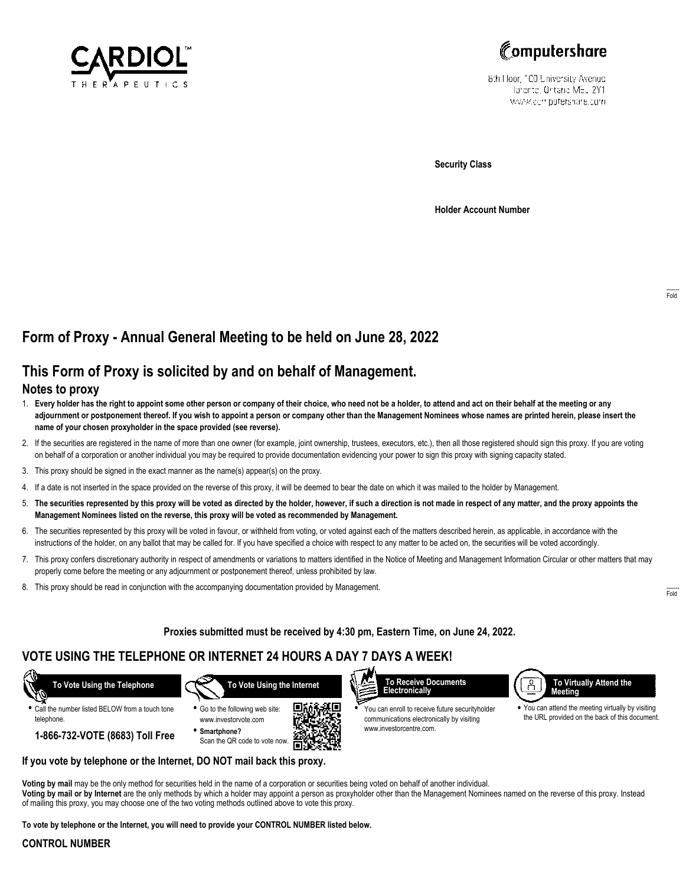CARDIOL™ THERAPEUTICS

Computershare

8th Floor, 100 University Avenue
Toronto, Ontario M5J 2Y1
www.computershare.com

**Security Class**

**Holder Account Number**

# Form of Proxy - Annual General Meeting to be held on June 28, 2022

## This Form of Proxy is solicited by and on behalf of Management.

### Notes to proxy

1. **Every holder has the right to appoint some other person or company of their choice, who need not be a holder, to attend and act on their behalf at the meeting or any adjournment or postponement thereof. If you wish to appoint a person or company other than the Management Nominees whose names are printed herein, please insert the name of your chosen proxyholder in the space provided (see reverse).**
2. If the securities are registered in the name of more than one owner (for example, joint ownership, trustees, executors, etc.), then all those registered should sign this proxy. If you are voting on behalf of a corporation or another individual you may be required to provide documentation evidencing your power to sign this proxy with signing capacity stated.
3. This proxy should be signed in the exact manner as the name(s) appear(s) on the proxy.
4. If a date is not inserted in the space provided on the reverse of this proxy, it will be deemed to bear the date on which it was mailed to the holder by Management.
5. **The securities represented by this proxy will be voted as directed by the holder, however, if such a direction is not made in respect of any matter, and the proxy appoints the Management Nominees listed on the reverse, this proxy will be voted as recommended by Management.**
6. The securities represented by this proxy will be voted in favour, or withheld from voting, or voted against each of the matters described herein, as applicable, in accordance with the instructions of the holder, on any ballot that may be called for. If you have specified a choice with respect to any matter to be acted on, the securities will be voted accordingly.
7. This proxy confers discretionary authority in respect of amendments or variations to matters identified in the Notice of Meeting and Management Information Circular or other matters that may properly come before the meeting or any adjournment or postponement thereof, unless prohibited by law.
8. This proxy should be read in conjunction with the accompanying documentation provided by Management.

**Proxies submitted must be received by 4:30 pm, Eastern Time, on June 24, 2022.**

## VOTE USING THE TELEPHONE OR INTERNET 24 HOURS A DAY 7 DAYS A WEEK!

**To Vote Using the Telephone**

- Call the number listed BELOW from a touch tone telephone.

**1-866-732-VOTE (8683) Toll Free**

**To Vote Using the Internet**

- Go to the following web site: www.investorvote.com
- **Smartphone?** Scan the QR code to vote now.

**To Receive Documents Electronically**

- You can enroll to receive future securityholder communications electronically by visiting www.investorcentre.com.

**To Virtually Attend the Meeting**

- You can attend the meeting virtually by visiting the URL provided on the back of this document.

**If you vote by telephone or the Internet, DO NOT mail back this proxy.**

**Voting by mail** may be the only method for securities held in the name of a corporation or securities being voted on behalf of another individual.
**Voting by mail or by Internet** are the only methods by which a holder may appoint a person as proxyholder other than the Management Nominees named on the reverse of this proxy. Instead of mailing this proxy, you may choose one of the two voting methods outlined above to vote this proxy.

**To vote by telephone or the Internet, you will need to provide your CONTROL NUMBER listed below.**

**CONTROL NUMBER**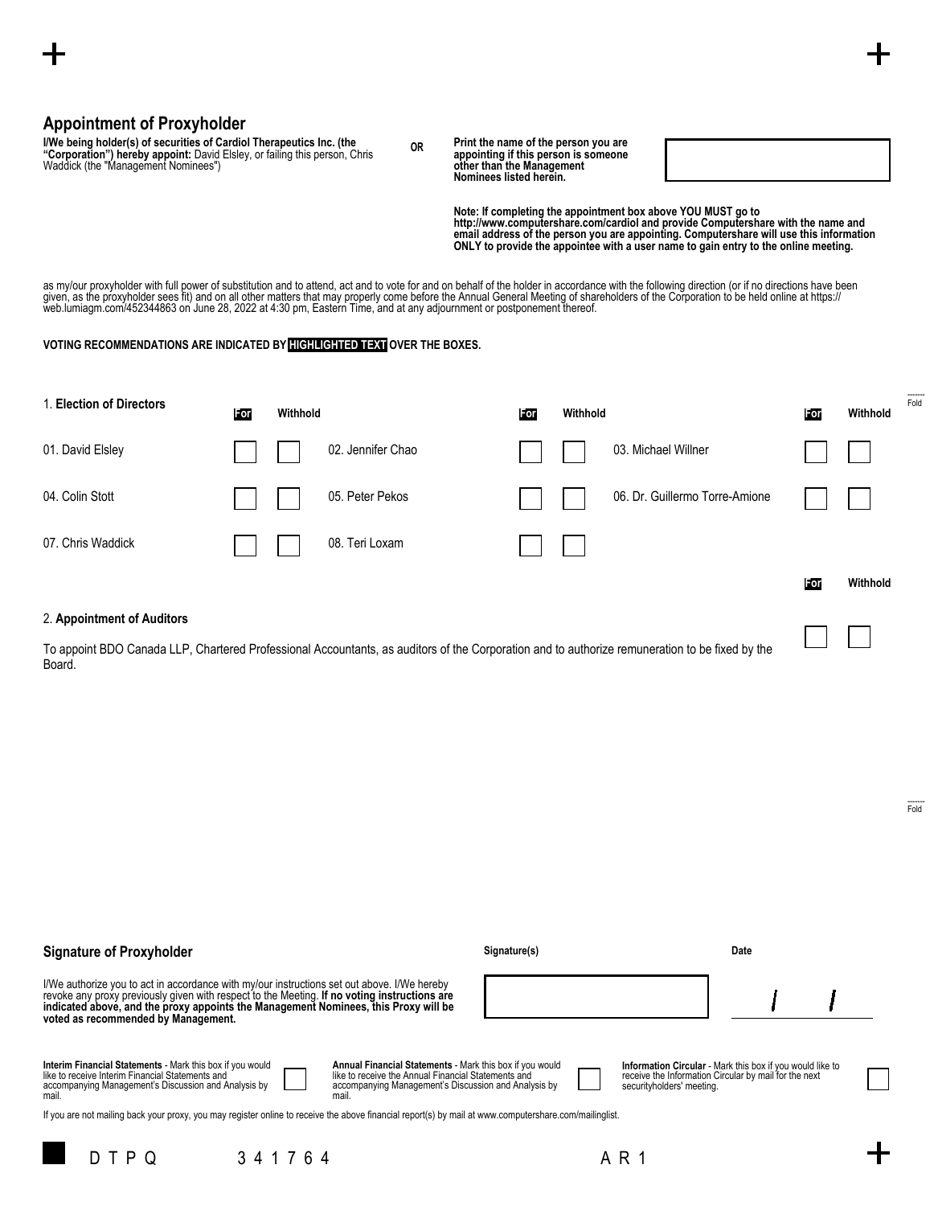## Appointment of Proxyholder

**I/We being holder(s) of securities of Cardiol Therapeutics Inc. (the "Corporation") hereby appoint:** David Elsley, or failing this person, Chris Waddick (the "Management Nominees")

**OR**

**Print the name of the person you are appointing if this person is someone other than the Management Nominees listed herein.**

**Note: If completing the appointment box above YOU MUST go to http://www.computershare.com/cardiol and provide Computershare with the name and email address of the person you are appointing. Computershare will use this information ONLY to provide the appointee with a user name to gain entry to the online meeting.**

as my/our proxyholder with full power of substitution and to attend, act and to vote for and on behalf of the holder in accordance with the following direction (or if no directions have been given, as the proxyholder sees fit) and on all other matters that may properly come before the Annual General Meeting of shareholders of the Corporation to be held online at https://web.lumiagm.com/452344863 on June 28, 2022 at 4:30 pm, Eastern Time, and at any adjournment or postponement thereof.

**VOTING RECOMMENDATIONS ARE INDICATED BY HIGHLIGHTED TEXT OVER THE BOXES.**

1. **Election of Directors**

| | For | Withhold | | For | Withhold | | For | Withhold |
|---|---|---|---|---|---|---|---|---|
| 01. David Elsley | ☐ | ☐ | 02. Jennifer Chao | ☐ | ☐ | 03. Michael Willner | ☐ | ☐ |
| 04. Colin Stott | ☐ | ☐ | 05. Peter Pekos | ☐ | ☐ | 06. Dr. Guillermo Torre-Amione | ☐ | ☐ |
| 07. Chris Waddick | ☐ | ☐ | 08. Teri Loxam | ☐ | ☐ | | | |

2. **Appointment of Auditors**

| | For | Withhold |
|---|---|---|
| To appoint BDO Canada LLP, Chartered Professional Accountants, as auditors of the Corporation and to authorize remuneration to be fixed by the Board. | ☐ | ☐ |

Fold

Fold

## Signature of Proxyholder

I/We authorize you to act in accordance with my/our instructions set out above. I/We hereby revoke any proxy previously given with respect to the Meeting. **If no voting instructions are indicated above, and the proxy appoints the Management Nominees, this Proxy will be voted as recommended by Management.**

Signature(s)

Date

/ /

**Interim Financial Statements** - Mark this box if you would like to receive Interim Financial Statements and accompanying Management's Discussion and Analysis by mail. ☐

**Annual Financial Statements** - Mark this box if you would like to receive the Annual Financial Statements and accompanying Management's Discussion and Analysis by mail. ☐

**Information Circular** - Mark this box if you would like to receive the Information Circular by mail for the next securityholders' meeting. ☐

If you are not mailing back your proxy, you may register online to receive the above financial report(s) by mail at www.computershare.com/mailinglist.

D T P Q 3 4 1 7 6 4 A R 1